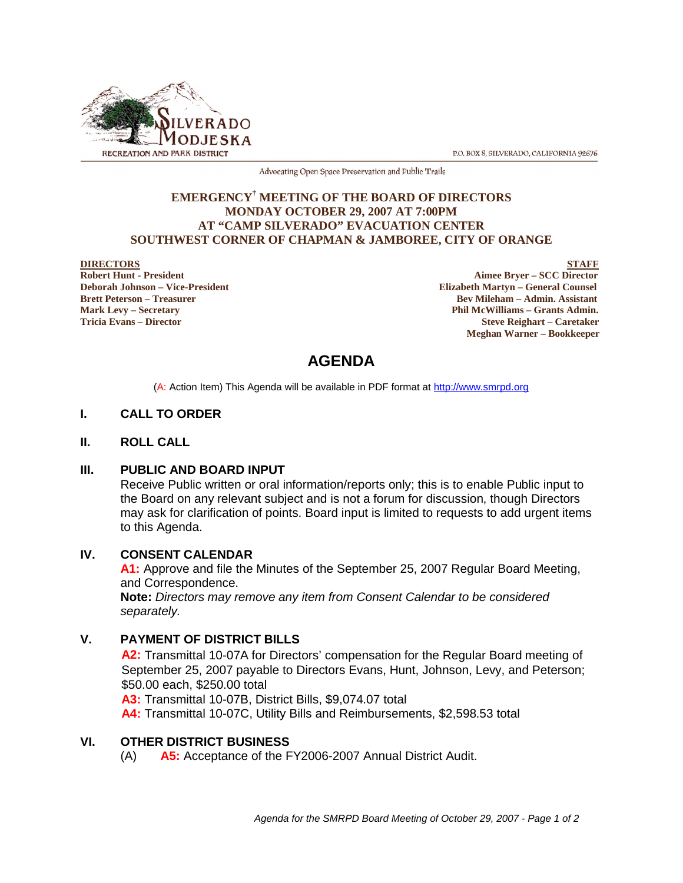SILVERADO MODJESKA RECREATION AND PARK DISTRICT

P.O. BOX 8, SILVERADO, CALIFORNIA 92676

Advocating Open Space Preservation and Public Trails

**EMERGENCY† MEETING OF THE BOARD OF DIRECTORS**
**MONDAY OCTOBER 29, 2007 AT 7:00PM**
**AT "CAMP SILVERADO" EVACUATION CENTER**
**SOUTHWEST CORNER OF CHAPMAN & JAMBOREE, CITY OF ORANGE**

**DIRECTORS**
**Robert Hunt - President**
**Deborah Johnson – Vice-President**
**Brett Peterson – Treasurer**
**Mark Levy – Secretary**
**Tricia Evans – Director**

**STAFF**
**Aimee Bryer – SCC Director**
**Elizabeth Martyn – General Counsel**
**Bev Mileham – Admin. Assistant**
**Phil McWilliams – Grants Admin.**
**Steve Reighart – Caretaker**
**Meghan Warner – Bookkeeper**

# AGENDA

(A: Action Item) This Agenda will be available in PDF format at http://www.smrpd.org

## I. CALL TO ORDER

## II. ROLL CALL

## III. PUBLIC AND BOARD INPUT

Receive Public written or oral information/reports only; this is to enable Public input to the Board on any relevant subject and is not a forum for discussion, though Directors may ask for clarification of points. Board input is limited to requests to add urgent items to this Agenda.

## IV. CONSENT CALENDAR

**A1:** Approve and file the Minutes of the September 25, 2007 Regular Board Meeting, and Correspondence.

**Note:** *Directors may remove any item from Consent Calendar to be considered separately.*

## V. PAYMENT OF DISTRICT BILLS

**A2:** Transmittal 10-07A for Directors' compensation for the Regular Board meeting of September 25, 2007 payable to Directors Evans, Hunt, Johnson, Levy, and Peterson; $50.00 each, $250.00 total

**A3:** Transmittal 10-07B, District Bills, $9,074.07 total

**A4:** Transmittal 10-07C, Utility Bills and Reimbursements, $2,598.53 total

## VI. OTHER DISTRICT BUSINESS

(A) **A5:** Acceptance of the FY2006-2007 Annual District Audit.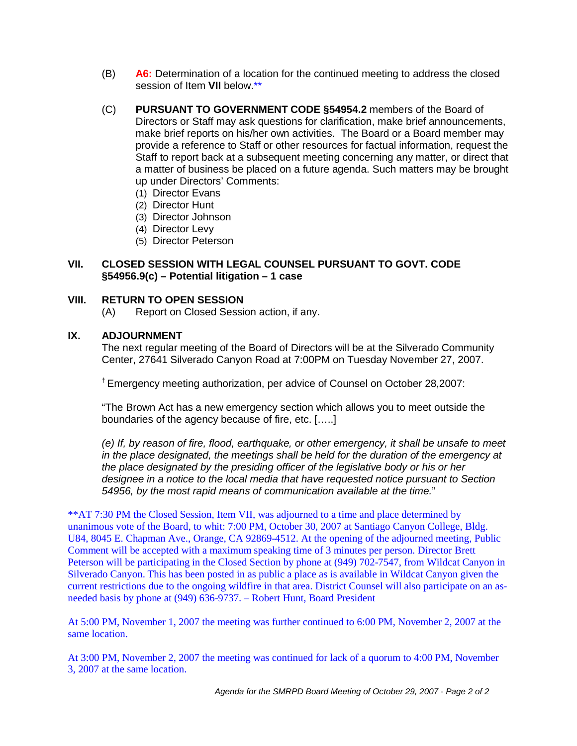(B) **A6:** Determination of a location for the continued meeting to address the closed session of Item **VII** below.**

(C) **PURSUANT TO GOVERNMENT CODE §54954.2** members of the Board of Directors or Staff may ask questions for clarification, make brief announcements, make brief reports on his/her own activities. The Board or a Board member may provide a reference to Staff or other resources for factual information, request the Staff to report back at a subsequent meeting concerning any matter, or direct that a matter of business be placed on a future agenda. Such matters may be brought up under Directors' Comments:

(1) Director Evans
(2) Director Hunt
(3) Director Johnson
(4) Director Levy
(5) Director Peterson

## VII. CLOSED SESSION WITH LEGAL COUNSEL PURSUANT TO GOVT. CODE §54956.9(c) – Potential litigation – 1 case

## VIII. RETURN TO OPEN SESSION

(A) Report on Closed Session action, if any.

## IX. ADJOURNMENT

The next regular meeting of the Board of Directors will be at the Silverado Community Center, 27641 Silverado Canyon Road at 7:00PM on Tuesday November 27, 2007.

† Emergency meeting authorization, per advice of Counsel on October 28,2007:

"The Brown Act has a new emergency section which allows you to meet outside the boundaries of the agency because of fire, etc. […..]

*(e) If, by reason of fire, flood, earthquake, or other emergency, it shall be unsafe to meet in the place designated, the meetings shall be held for the duration of the emergency at the place designated by the presiding officer of the legislative body or his or her designee in a notice to the local media that have requested notice pursuant to Section 54956, by the most rapid means of communication available at the time.*"

**AT 7:30 PM the Closed Session, Item VII, was adjourned to a time and place determined by unanimous vote of the Board, to whit: 7:00 PM, October 30, 2007 at Santiago Canyon College, Bldg. U84, 8045 E. Chapman Ave., Orange, CA 92869-4512. At the opening of the adjourned meeting, Public Comment will be accepted with a maximum speaking time of 3 minutes per person. Director Brett Peterson will be participating in the Closed Section by phone at (949) 702-7547, from Wildcat Canyon in Silverado Canyon. This has been posted in as public a place as is available in Wildcat Canyon given the current restrictions due to the ongoing wildfire in that area. District Counsel will also participate on an as-needed basis by phone at (949) 636-9737. – Robert Hunt, Board President

At 5:00 PM, November 1, 2007 the meeting was further continued to 6:00 PM, November 2, 2007 at the same location.

At 3:00 PM, November 2, 2007 the meeting was continued for lack of a quorum to 4:00 PM, November 3, 2007 at the same location.